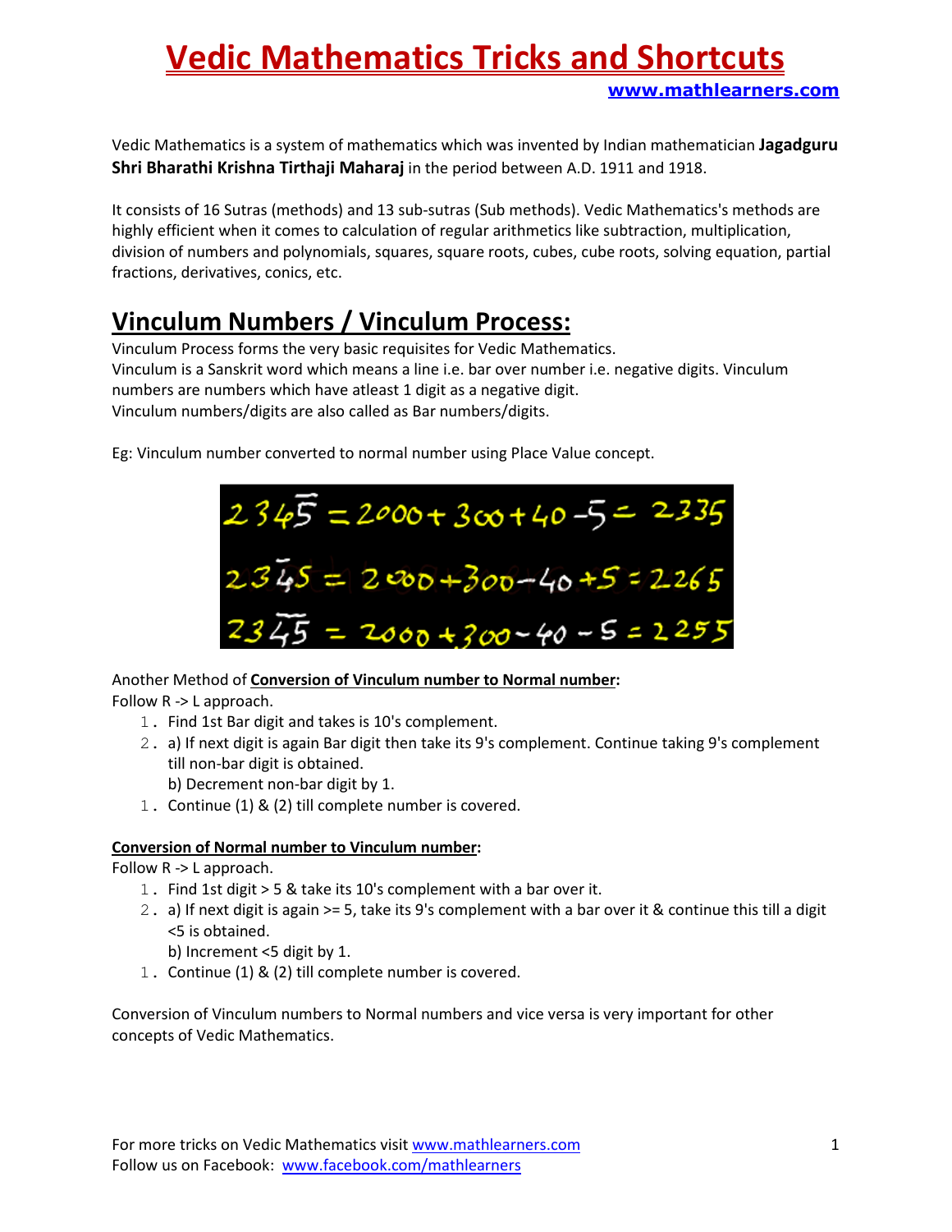# Vedic Mathematics Tricks and Shortcuts

**www.mathlearners.com**

Vedic Mathematics is a system of mathematics which was invented by Indian mathematician **Jagadguru Shri Bharathi Krishna Tirthaji Maharaj** in the period between A.D. 1911 and 1918.

It consists of 16 Sutras (methods) and 13 sub-sutras (Sub methods). Vedic Mathematics's methods are highly efficient when it comes to calculation of regular arithmetics like subtraction, multiplication, division of numbers and polynomials, squares, square roots, cubes, cube roots, solving equation, partial fractions, derivatives, conics, etc.

## Vinculum Numbers / Vinculum Process:

Vinculum Process forms the very basic requisites for Vedic Mathematics.
Vinculum is a Sanskrit word which means a line i.e. bar over number i.e. negative digits. Vinculum numbers are numbers which have atleast 1 digit as a negative digit.
Vinculum numbers/digits are also called as Bar numbers/digits.

Eg: Vinculum number converted to normal number using Place Value concept.

$$234\bar{5} = 2000 + 300 + 40 - 5 = 2335$$

$$23\bar{4}5 = 2000 + 300 - 40 + 5 = 2265$$

$$23\overline{45} = 2000 + 300 - 40 - 5 = 2255$$

Another Method of **Conversion of Vinculum number to Normal number**:
Follow R -> L approach.

1. Find 1st Bar digit and takes is 10's complement.
2. a) If next digit is again Bar digit then take its 9's complement. Continue taking 9's complement till non-bar digit is obtained.
   b) Decrement non-bar digit by 1.
1. Continue (1) & (2) till complete number is covered.

**Conversion of Normal number to Vinculum number**:
Follow R -> L approach.

1. Find 1st digit > 5 & take its 10's complement with a bar over it.
2. a) If next digit is again >= 5, take its 9's complement with a bar over it & continue this till a digit <5 is obtained.
   b) Increment <5 digit by 1.
1. Continue (1) & (2) till complete number is covered.

Conversion of Vinculum numbers to Normal numbers and vice versa is very important for other concepts of Vedic Mathematics.

For more tricks on Vedic Mathematics visit www.mathlearners.com
Follow us on Facebook: www.facebook.com/mathlearners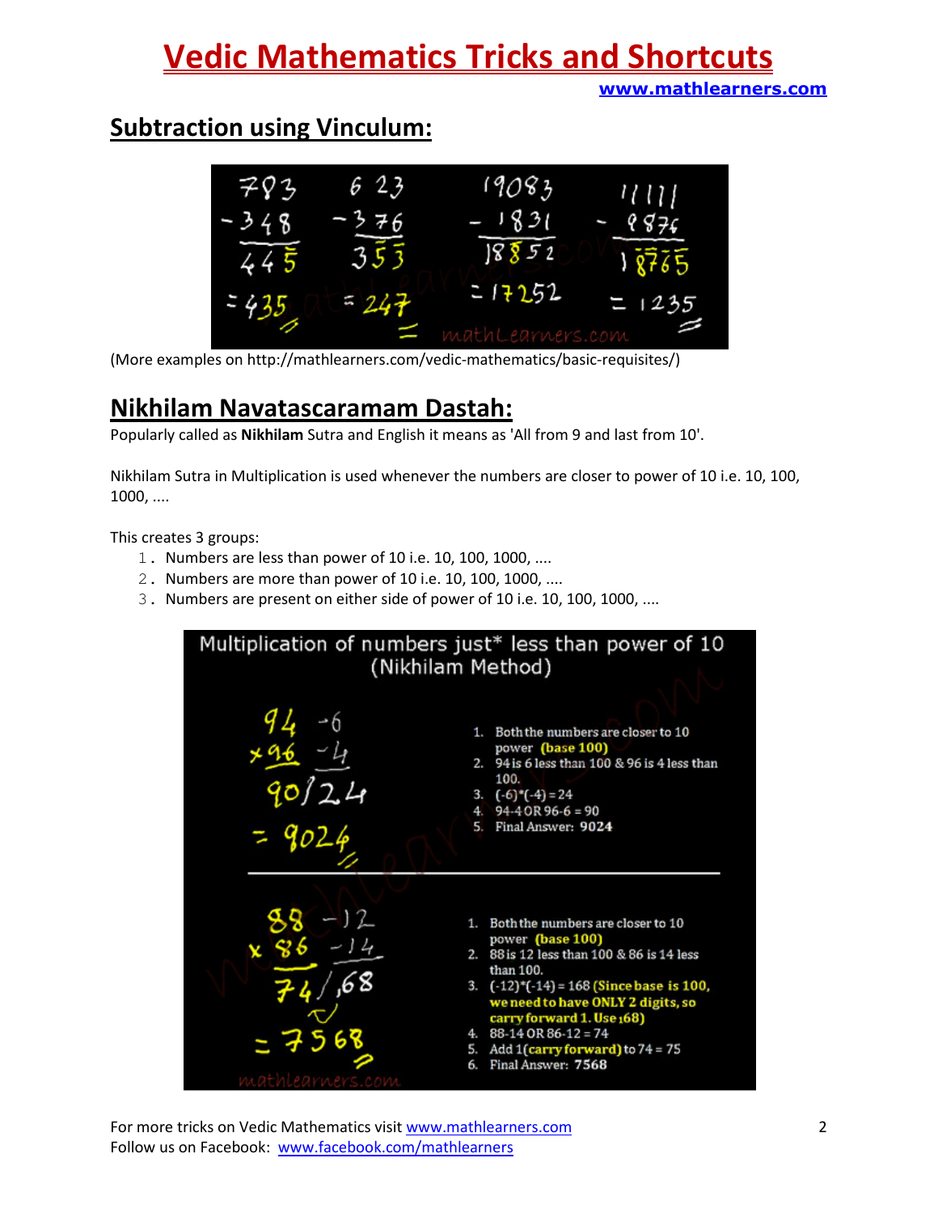## Subtraction using Vinculum:

(More examples on http://mathlearners.com/vedic-mathematics/basic-requisites/)

## Nikhilam Navatascaramam Dastah:

Popularly called as **Nikhilam** Sutra and English it means as 'All from 9 and last from 10'.

Nikhilam Sutra in Multiplication is used whenever the numbers are closer to power of 10 i.e. 10, 100, 1000, ....

This creates 3 groups:

1. Numbers are less than power of 10 i.e. 10, 100, 1000, ....
2. Numbers are more than power of 10 i.e. 10, 100, 1000, ....
3. Numbers are present on either side of power of 10 i.e. 10, 100, 1000, ....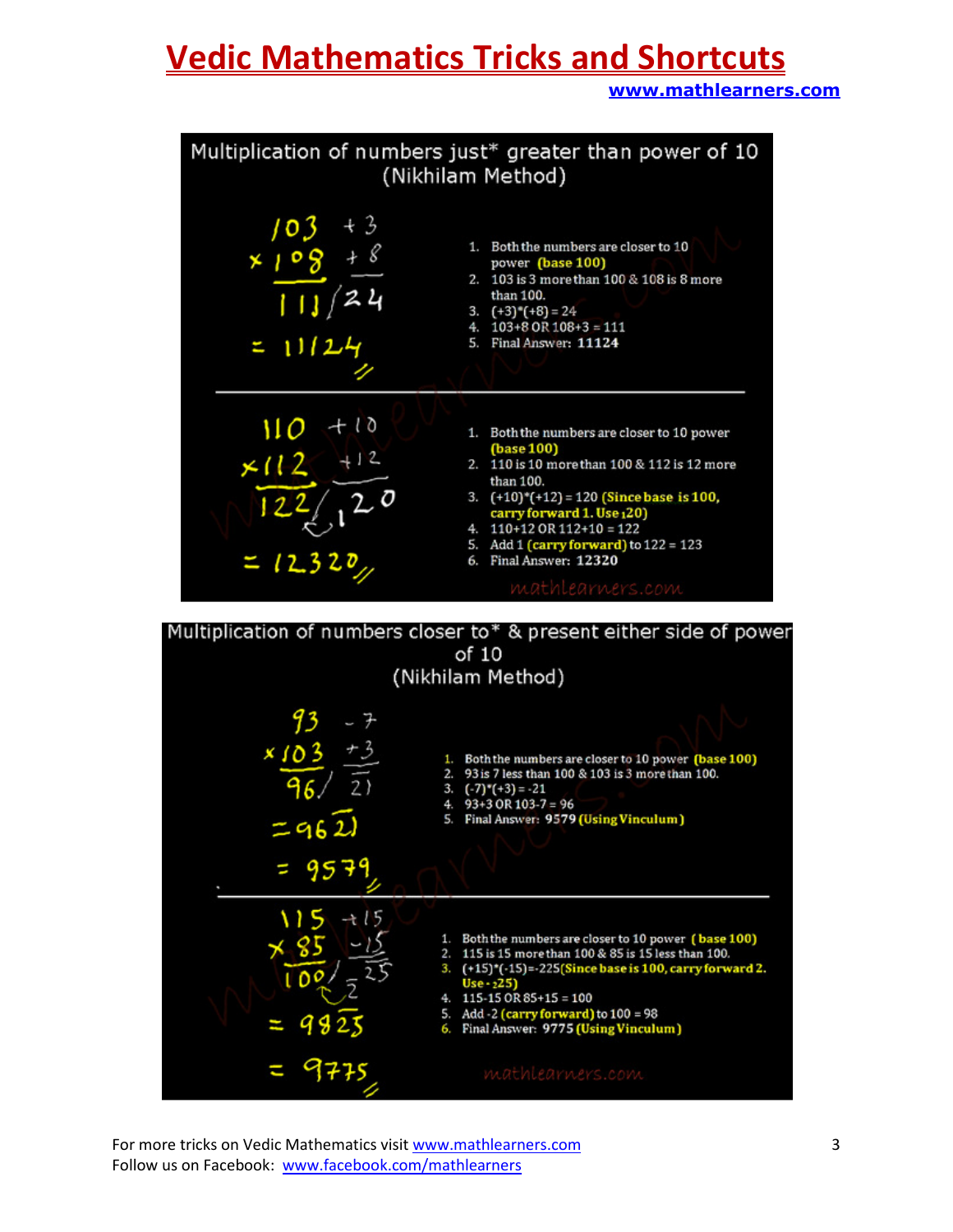## Multiplication of numbers just* greater than power of 10 (Nikhilam Method)

$$\begin{array}{r} 103 \quad +3 \\ \times 108 \quad +8 \\ \hline 111 / 24 \\ = 11124 \end{array}$$

1. Both the numbers are closer to 10 power **(base 100)**
2. 103 is 3 more than 100 & 108 is 8 more than 100.
3. (+3)*(+8) = 24
4. 103+8 OR 108+3 = 111
5. Final Answer: **11124**

---

$$\begin{array}{r} 110 \quad +10 \\ \times 112 \quad +12 \\ \hline 122 / {}_{1}20 \\ = 12320 \end{array}$$

1. Both the numbers are closer to 10 power **(base 100)**
2. 110 is 10 more than 100 & 112 is 12 more than 100.
3. (+10)*(+12) = 120 **(Since base is 100, carry forward 1. Use $_{1}20$)**
4. 110+12 OR 112+10 = 122
5. Add 1 **(carry forward)** to 122 = 123
6. Final Answer: **12320**

## Multiplication of numbers closer to* & present either side of power of 10 (Nikhilam Method)

$$\begin{array}{r} 93 \quad -7 \\ \times 103 \quad +3 \\ \hline 96 / \overline{21} \\ = 96\overline{21} \\ = 9579 \end{array}$$

1. Both the numbers are closer to 10 power **(base 100)**
2. 93 is 7 less than 100 & 103 is 3 more than 100.
3. (-7)*(+3) = -21
4. 93+3 OR 103-7 = 96
5. Final Answer: **9579 (Using Vinculum)**

---

$$\begin{array}{r} 115 \quad +15 \\ \times 85 \quad -15 \\ \hline 100 / {}_{\overline{2}}\overline{25} \\ = 98\overline{25} \\ = 9775 \end{array}$$

1. Both the numbers are closer to 10 power **(base 100)**
2. 115 is 15 more than 100 & 85 is 15 less than 100.
3. (+15)*(-15)=-225 **(Since base is 100, carry forward 2. Use $-_{2}25$)**
4. 115-15 OR 85+15 = 100
5. Add -2 **(carry forward)** to 100 = 98
6. Final Answer: **9775 (Using Vinculum)**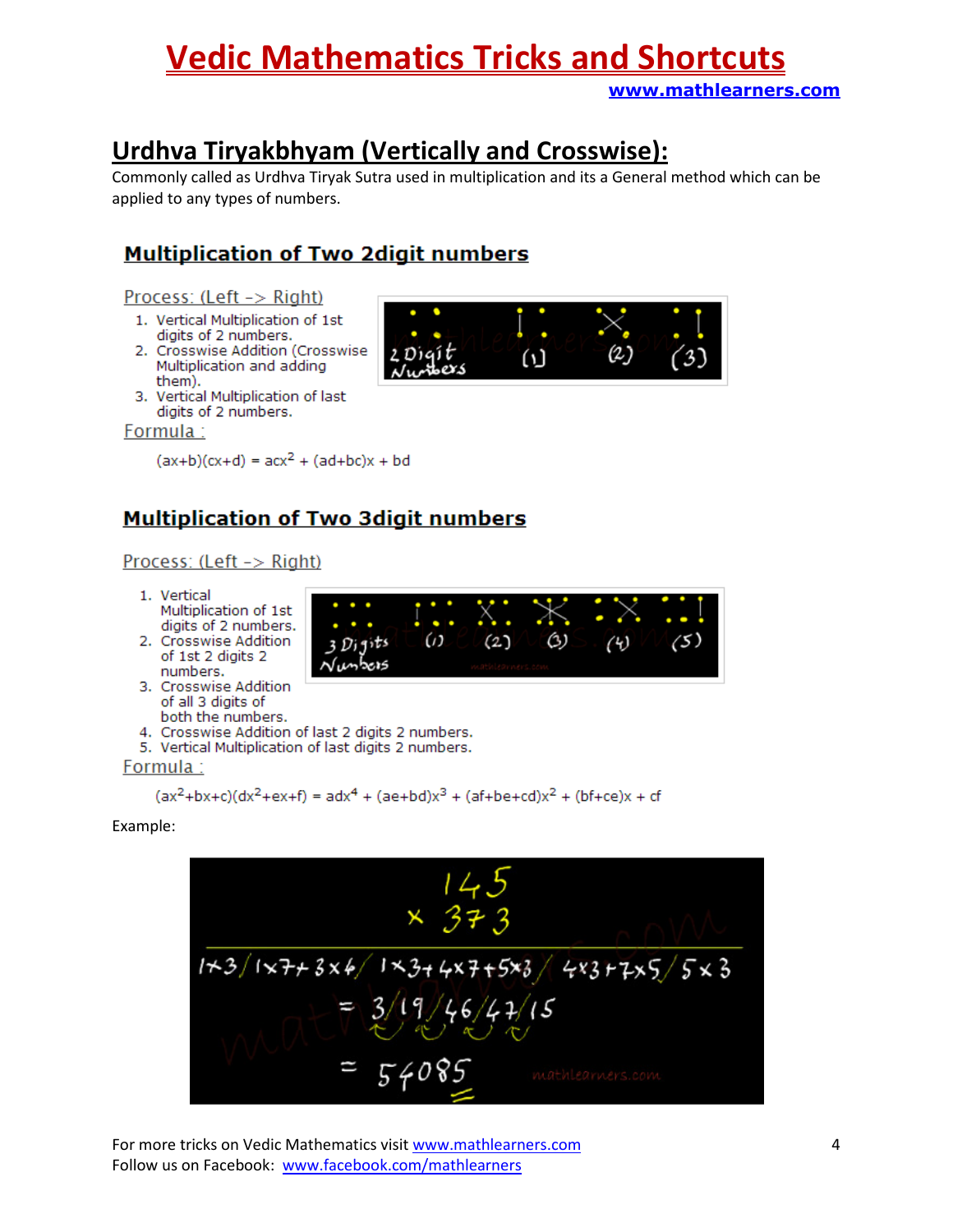## Urdhva Tiryakbhyam (Vertically and Crosswise):

Commonly called as Urdhva Tiryak Sutra used in multiplication and its a General method which can be applied to any types of numbers.

### Multiplication of Two 2digit numbers

Process: (Left -> Right)

1. Vertical Multiplication of 1st digits of 2 numbers.
2. Crosswise Addition (Crosswise Multiplication and adding them).
3. Vertical Multiplication of last digits of 2 numbers.

Formula :

$$(ax+b)(cx+d) = acx^2 + (ad+bc)x + bd$$

### Multiplication of Two 3digit numbers

Process: (Left -> Right)

1. Vertical Multiplication of 1st digits of 2 numbers.
2. Crosswise Addition of 1st 2 digits 2 numbers.
3. Crosswise Addition of all 3 digits of both the numbers.
4. Crosswise Addition of last 2 digits 2 numbers.
5. Vertical Multiplication of last digits 2 numbers.

Formula :

$$(ax^2+bx+c)(dx^2+ex+f) = adx^4 + (ae+bd)x^3 + (af+be+cd)x^2 + (bf+ce)x + cf$$

Example:

$$\begin{array}{r} 145 \\ \times\ 373 \end{array}$$

$$1\times3 \,/\, 1\times7+3\times4 \,/\, 1\times3+4\times7+5\times3 \,/\, 4\times3+7\times5 \,/\, 5\times3$$

$$= 3 \,/\, 19 \,/\, 46 \,/\, 47 \,/\, 15$$

$$= 54085$$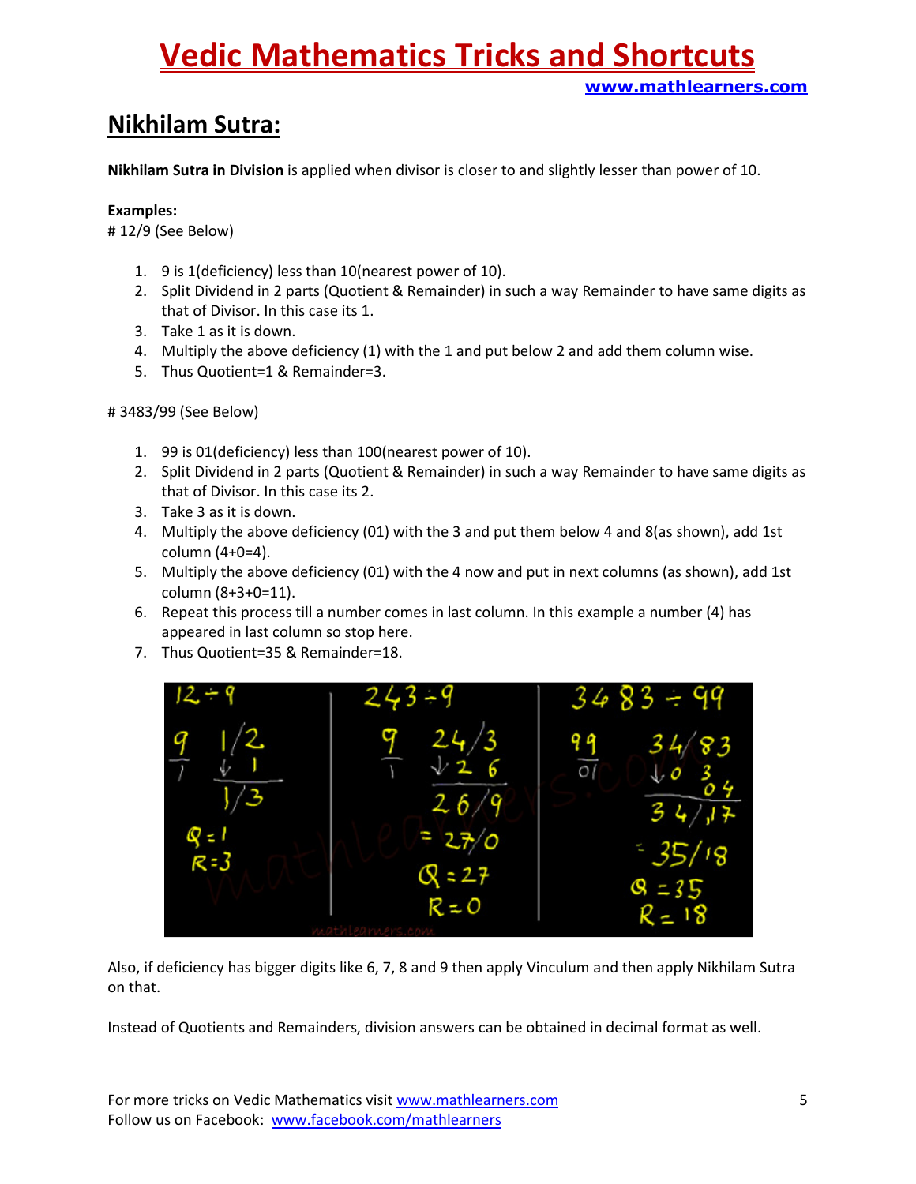## Nikhilam Sutra:

**Nikhilam Sutra in Division** is applied when divisor is closer to and slightly lesser than power of 10.

**Examples:**

# 12/9 (See Below)

1. 9 is 1(deficiency) less than 10(nearest power of 10).
2. Split Dividend in 2 parts (Quotient & Remainder) in such a way Remainder to have same digits as that of Divisor. In this case its 1.
3. Take 1 as it is down.
4. Multiply the above deficiency (1) with the 1 and put below 2 and add them column wise.
5. Thus Quotient=1 & Remainder=3.

# 3483/99 (See Below)

1. 99 is 01(deficiency) less than 100(nearest power of 10).
2. Split Dividend in 2 parts (Quotient & Remainder) in such a way Remainder to have same digits as that of Divisor. In this case its 2.
3. Take 3 as it is down.
4. Multiply the above deficiency (01) with the 3 and put them below 4 and 8(as shown), add 1st column (4+0=4).
5. Multiply the above deficiency (01) with the 4 now and put in next columns (as shown), add 1st column (8+3+0=11).
6. Repeat this process till a number comes in last column. In this example a number (4) has appeared in last column so stop here.
7. Thus Quotient=35 & Remainder=18.

Also, if deficiency has bigger digits like 6, 7, 8 and 9 then apply Vinculum and then apply Nikhilam Sutra on that.

Instead of Quotients and Remainders, division answers can be obtained in decimal format as well.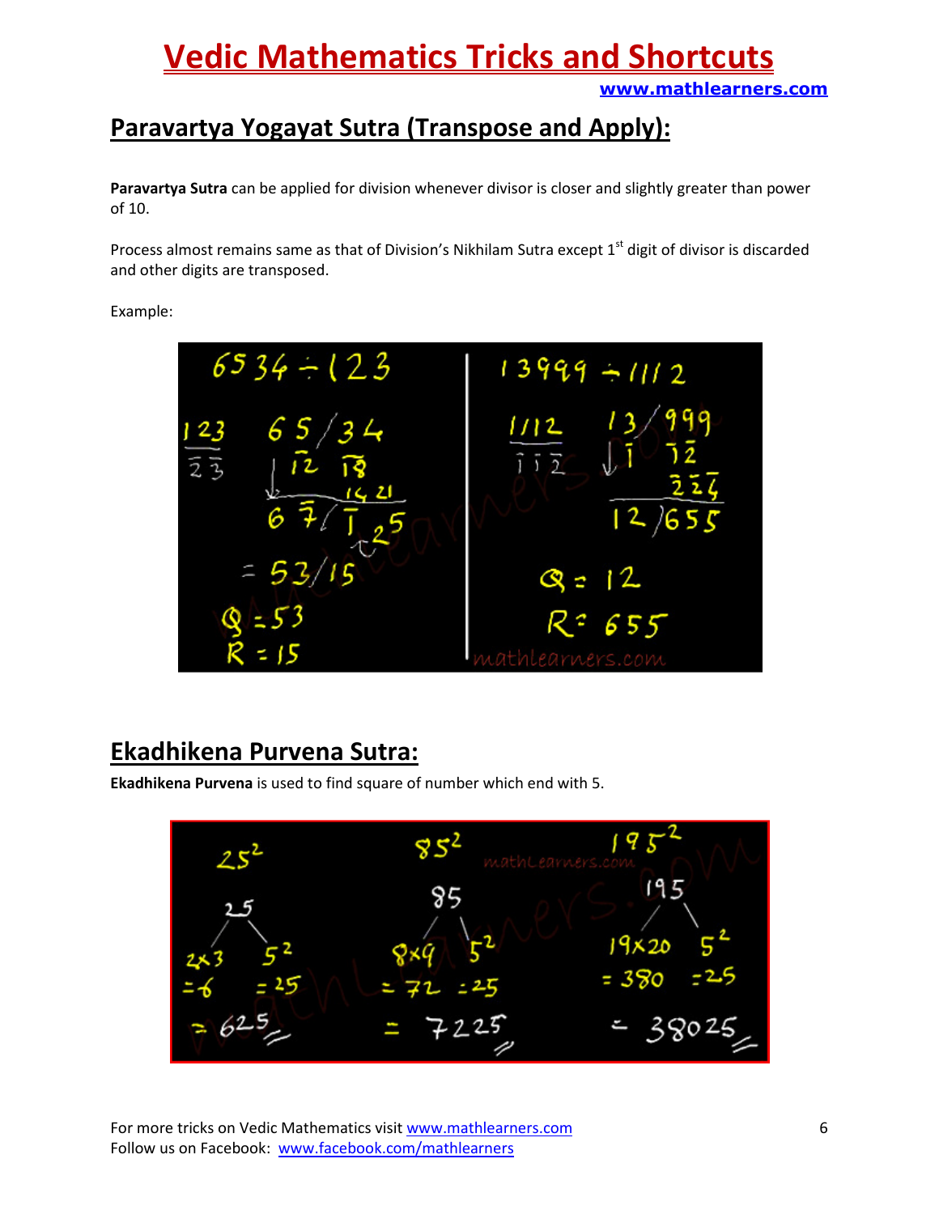## Paravartya Yogayat Sutra (Transpose and Apply):

**Paravartya Sutra** can be applied for division whenever divisor is closer and slightly greater than power of 10.

Process almost remains same as that of Division's Nikhilam Sutra except 1st digit of divisor is discarded and other digits are transposed.

Example:

## Ekadhikena Purvena Sutra:

**Ekadhikena Purvena** is used to find square of number which end with 5.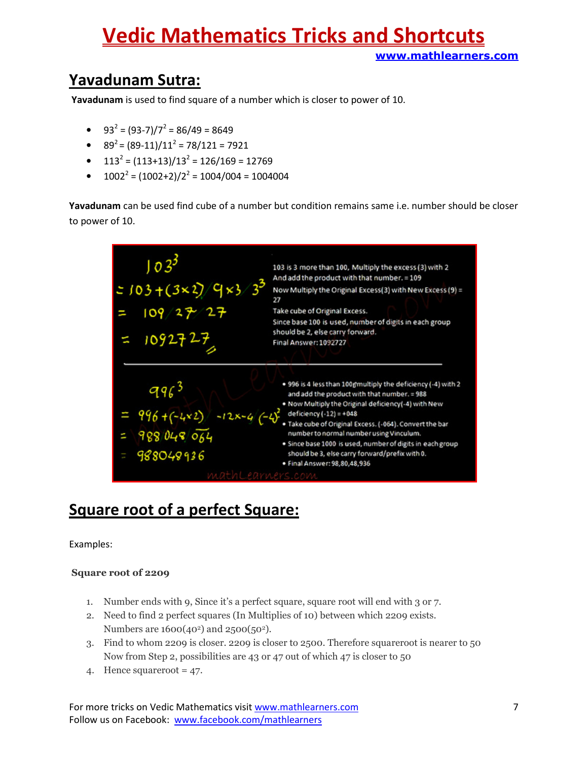## Yavadunam Sutra:

**Yavadunam** is used to find square of a number which is closer to power of 10.

- $93^2 = (93-7)/7^2 = 86/49 = 8649$
- $89^2 = (89-11)/11^2 = 78/121 = 7921$
- $113^2 = (113+13)/13^2 = 126/169 = 12769$
- $1002^2 = (1002+2)/2^2 = 1004/004 = 1004004$

**Yavadunam** can be used find cube of a number but condition remains same i.e. number should be closer to power of 10.

$103^3$
$= 103 + (3\times2) / 9\times3 / 3^3$
$= 109 / 27 / 27$
$= 1092727$

- 103 is 3 more than 100, Multiply the excess (3) with 2 And add the product with that number. = 109
- Now Multiply the Original Excess(3) with New Excess (9) = 27
- Take cube of Original Excess.
- Since base 100 is used, number of digits in each group should be 2, else carry forward.
- Final Answer: 1092727

$996^3$
$= 996 + (-4\times2) \; -12\times-4 \; (-4)^3$
$= 988 / 048 / \overline{064}$
$= 988048936$

- 996 is 4 less than 1000 multiply the deficiency (-4) with 2 and add the product with that number. = 988
- Now Multiply the Original deficiency(-4) with New deficiency (-12) = +048
- Take cube of Original Excess. (-064). Convert the bar number to normal number using Vinculum.
- Since base 1000 is used, number of digits in each group should be 3, else carry forward/prefix with 0.
- Final Answer: 98,80,48,936

## Square root of a perfect Square:

Examples:

**Square root of 2209**

1. Number ends with 9, Since it's a perfect square, square root will end with 3 or 7.
2. Need to find 2 perfect squares (In Multiplies of 10) between which 2209 exists. Numbers are 1600($40^2$) and 2500($50^2$).
3. Find to whom 2209 is closer. 2209 is closer to 2500. Therefore squareroot is nearer to 50 Now from Step 2, possibilities are 43 or 47 out of which 47 is closer to 50
4. Hence squareroot = 47.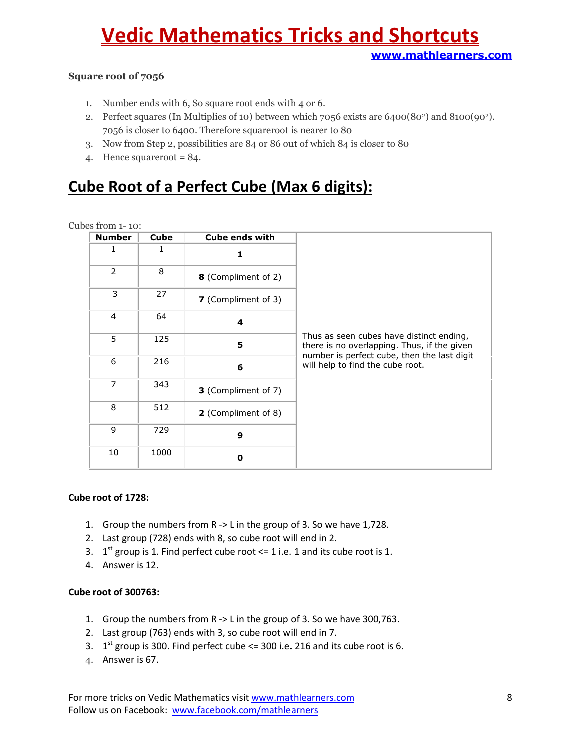**Square root of 7056**

1. Number ends with 6, So square root ends with 4 or 6.
2. Perfect squares (In Multiplies of 10) between which 7056 exists are 6400($80^2$) and 8100($90^2$). 7056 is closer to 6400. Therefore squareroot is nearer to 80
3. Now from Step 2, possibilities are 84 or 86 out of which 84 is closer to 80
4. Hence squareroot = 84.

## Cube Root of a Perfect Cube (Max 6 digits):

Cubes from 1- 10:

| Number | Cube | Cube ends with | |
|---|---|---|---|
| 1 | 1 | **1** | Thus as seen cubes have distinct ending, there is no overlapping. Thus, if the given number is perfect cube, then the last digit will help to find the cube root. |
| 2 | 8 | **8** (Compliment of 2) | |
| 3 | 27 | **7** (Compliment of 3) | |
| 4 | 64 | **4** | |
| 5 | 125 | **5** | |
| 6 | 216 | **6** | |
| 7 | 343 | **3** (Compliment of 7) | |
| 8 | 512 | **2** (Compliment of 8) | |
| 9 | 729 | **9** | |
| 10 | 1000 | **0** | |

**Cube root of 1728:**

1. Group the numbers from R -> L in the group of 3. So we have 1,728.
2. Last group (728) ends with 8, so cube root will end in 2.
3. 1st group is 1. Find perfect cube root <= 1 i.e. 1 and its cube root is 1.
4. Answer is 12.

**Cube root of 300763:**

1. Group the numbers from R -> L in the group of 3. So we have 300,763.
2. Last group (763) ends with 3, so cube root will end in 7.
3. 1st group is 300. Find perfect cube <= 300 i.e. 216 and its cube root is 6.
4. Answer is 67.

For more tricks on Vedic Mathematics visit www.mathlearners.com
Follow us on Facebook: www.facebook.com/mathlearners